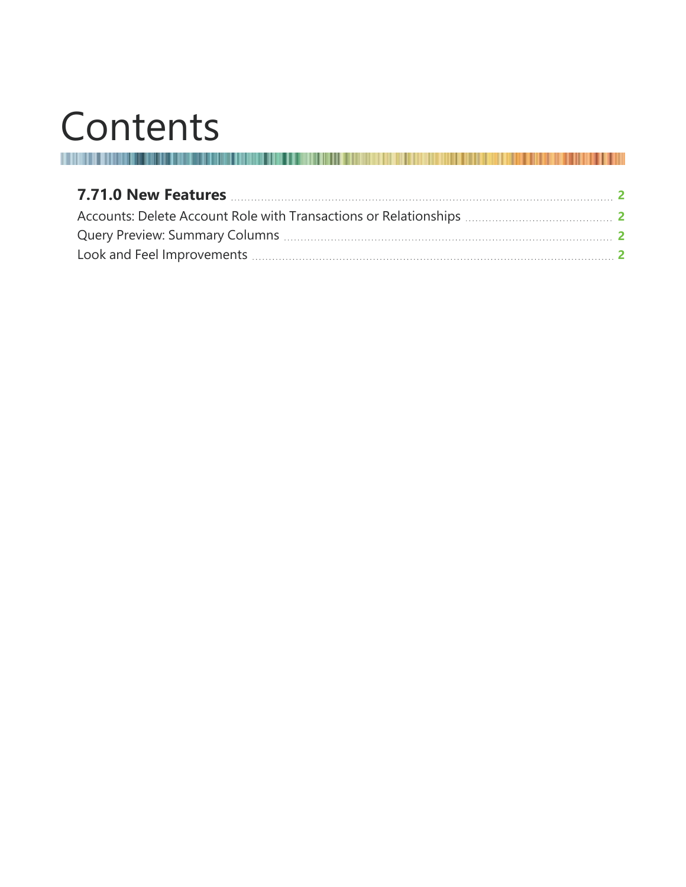# Contents

**7.71.0 New Features** ..... **2**

Accounts: Delete Account Role with Transactions or Relationships ..... **2**

Query Preview: Summary Columns ..... **2**

Look and Feel Improvements ..... **2**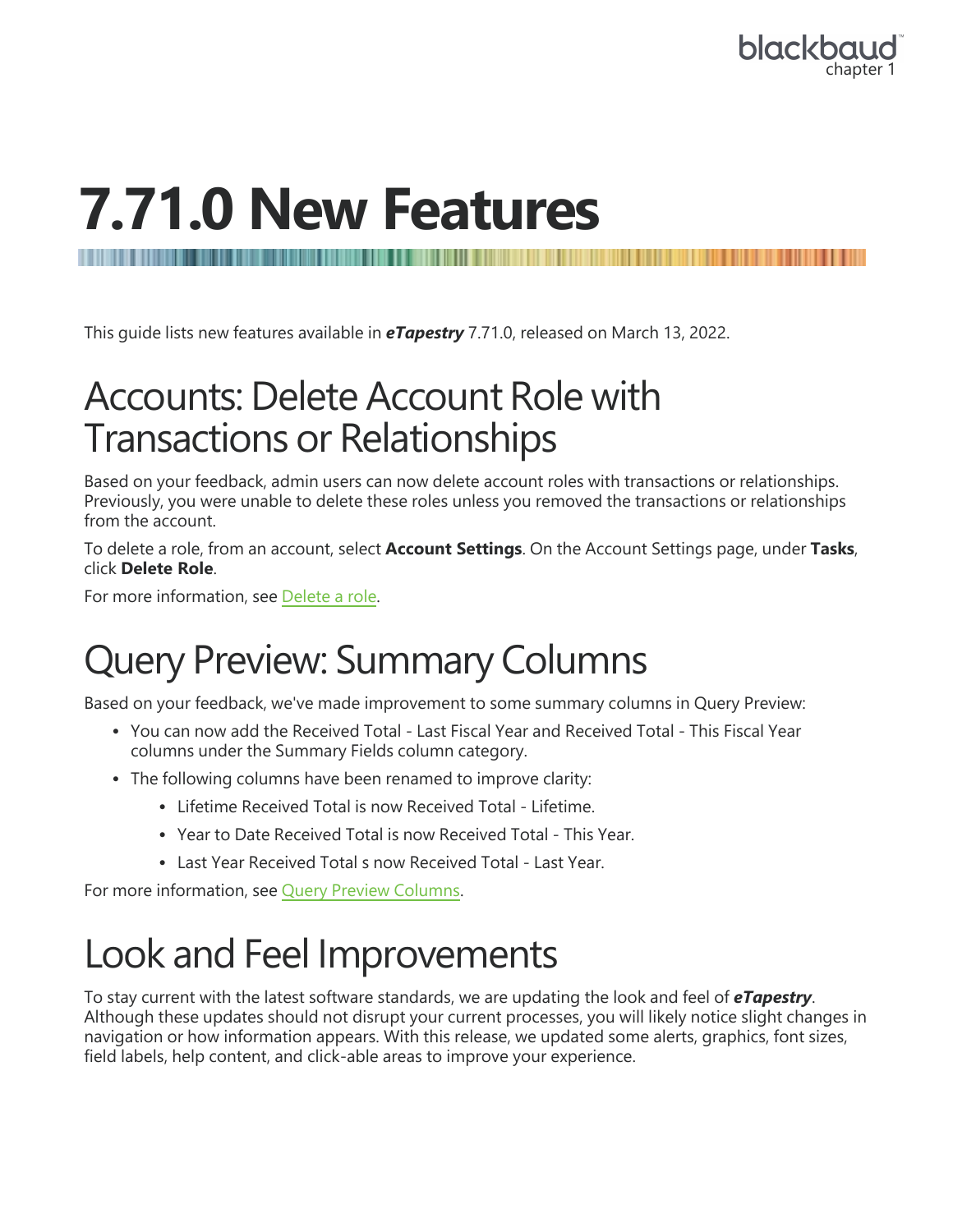# 7.71.0 New Features

This guide lists new features available in ***eTapestry*** 7.71.0, released on March 13, 2022.

## Accounts: Delete Account Role with Transactions or Relationships

Based on your feedback, admin users can now delete account roles with transactions or relationships. Previously, you were unable to delete these roles unless you removed the transactions or relationships from the account.

To delete a role, from an account, select **Account Settings**. On the Account Settings page, under **Tasks**, click **Delete Role**.

For more information, see [Delete a role](#).

## Query Preview: Summary Columns

Based on your feedback, we've made improvement to some summary columns in Query Preview:

- You can now add the Received Total - Last Fiscal Year and Received Total - This Fiscal Year columns under the Summary Fields column category.
- The following columns have been renamed to improve clarity:
  - Lifetime Received Total is now Received Total - Lifetime.
  - Year to Date Received Total is now Received Total - This Year.
  - Last Year Received Total s now Received Total - Last Year.

For more information, see [Query Preview Columns](#).

## Look and Feel Improvements

To stay current with the latest software standards, we are updating the look and feel of ***eTapestry***. Although these updates should not disrupt your current processes, you will likely notice slight changes in navigation or how information appears. With this release, we updated some alerts, graphics, font sizes, field labels, help content, and click-able areas to improve your experience.